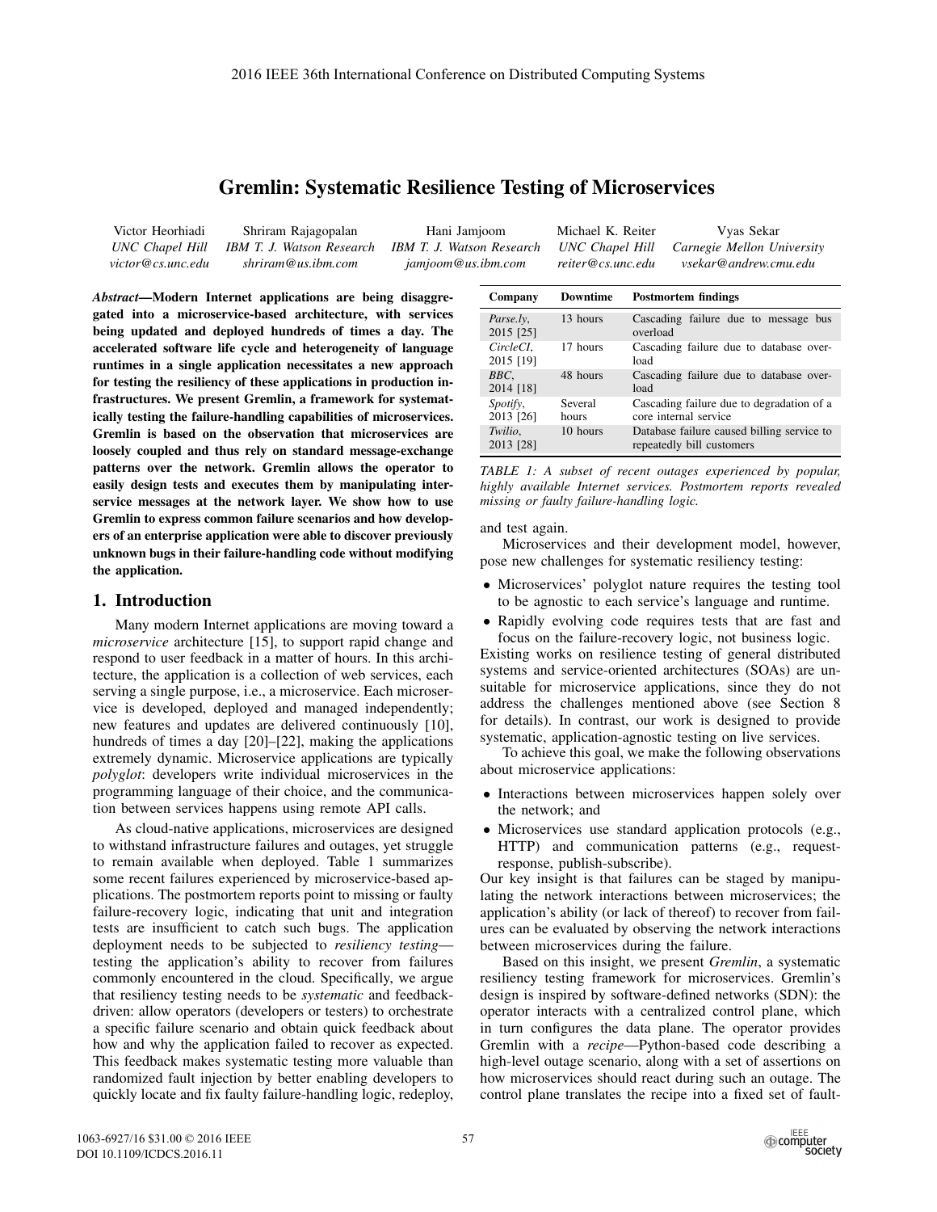# Gremlin: Systematic Resilience Testing of Microservices

Victor Heorhiadi, *UNC Chapel Hill*, *victor@cs.unc.edu*
Shriram Rajagopalan, *IBM T. J. Watson Research*, *shriram@us.ibm.com*
Hani Jamjoom, *IBM T. J. Watson Research*, *jamjoom@us.ibm.com*
Michael K. Reiter, *UNC Chapel Hill*, *reiter@cs.unc.edu*
Vyas Sekar, *Carnegie Mellon University*, *vsekar@andrew.cmu.edu*

***Abstract*—Modern Internet applications are being disaggregated into a microservice-based architecture, with services being updated and deployed hundreds of times a day. The accelerated software life cycle and heterogeneity of language runtimes in a single application necessitates a new approach for testing the resiliency of these applications in production infrastructures. We present Gremlin, a framework for systematically testing the failure-handling capabilities of microservices. Gremlin is based on the observation that microservices are loosely coupled and thus rely on standard message-exchange patterns over the network. Gremlin allows the operator to easily design tests and executes them by manipulating inter-service messages at the network layer. We show how to use Gremlin to express common failure scenarios and how developers of an enterprise application were able to discover previously unknown bugs in their failure-handling code without modifying the application.**

## 1. Introduction

Many modern Internet applications are moving toward a *microservice* architecture [15], to support rapid change and respond to user feedback in a matter of hours. In this architecture, the application is a collection of web services, each serving a single purpose, i.e., a microservice. Each microservice is developed, deployed and managed independently; new features and updates are delivered continuously [10], hundreds of times a day [20]–[22], making the applications extremely dynamic. Microservice applications are typically *polyglot*: developers write individual microservices in the programming language of their choice, and the communication between services happens using remote API calls.

As cloud-native applications, microservices are designed to withstand infrastructure failures and outages, yet struggle to remain available when deployed. Table 1 summarizes some recent failures experienced by microservice-based applications. The postmortem reports point to missing or faulty failure-recovery logic, indicating that unit and integration tests are insufficient to catch such bugs. The application deployment needs to be subjected to *resiliency testing*—testing the application's ability to recover from failures commonly encountered in the cloud. Specifically, we argue that resiliency testing needs to be *systematic* and feedback-driven: allow operators (developers or testers) to orchestrate a specific failure scenario and obtain quick feedback about how and why the application failed to recover as expected. This feedback makes systematic testing more valuable than randomized fault injection by better enabling developers to quickly locate and fix faulty failure-handling logic, redeploy, and test again.

| Company | Downtime | Postmortem findings |
|---|---|---|
| *Parse.ly*, 2015 [25] | 13 hours | Cascading failure due to message bus overload |
| *CircleCI*, 2015 [19] | 17 hours | Cascading failure due to database overload |
| *BBC*, 2014 [18] | 48 hours | Cascading failure due to database overload |
| *Spotify*, 2013 [26] | Several hours | Cascading failure due to degradation of a core internal service |
| *Twilio*, 2013 [28] | 10 hours | Database failure caused billing service to repeatedly bill customers |

*TABLE 1: A subset of recent outages experienced by popular, highly available Internet services. Postmortem reports revealed missing or faulty failure-handling logic.*

Microservices and their development model, however, pose new challenges for systematic resiliency testing:

- Microservices' polyglot nature requires the testing tool to be agnostic to each service's language and runtime.
- Rapidly evolving code requires tests that are fast and focus on the failure-recovery logic, not business logic.

Existing works on resilience testing of general distributed systems and service-oriented architectures (SOAs) are unsuitable for microservice applications, since they do not address the challenges mentioned above (see Section 8 for details). In contrast, our work is designed to provide systematic, application-agnostic testing on live services.

To achieve this goal, we make the following observations about microservice applications:

- Interactions between microservices happen solely over the network; and
- Microservices use standard application protocols (e.g., HTTP) and communication patterns (e.g., request-response, publish-subscribe).

Our key insight is that failures can be staged by manipulating the network interactions between microservices; the application's ability (or lack of thereof) to recover from failures can be evaluated by observing the network interactions between microservices during the failure.

Based on this insight, we present *Gremlin*, a systematic resiliency testing framework for microservices. Gremlin's design is inspired by software-defined networks (SDN): the operator interacts with a centralized control plane, which in turn configures the data plane. The operator provides Gremlin with a *recipe*—Python-based code describing a high-level outage scenario, along with a set of assertions on how microservices should react during such an outage. The control plane translates the recipe into a fixed set of fault-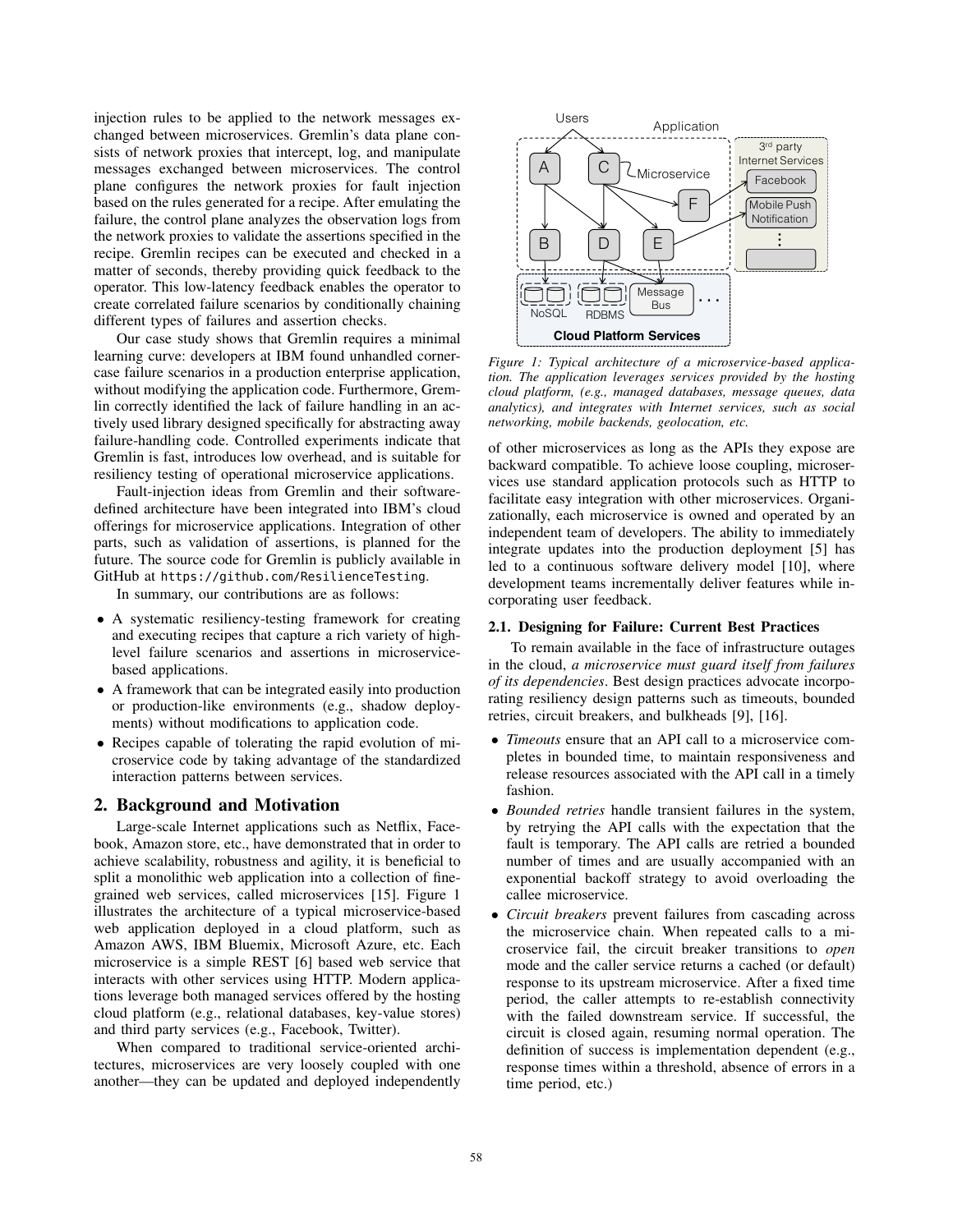injection rules to be applied to the network messages exchanged between microservices. Gremlin's data plane consists of network proxies that intercept, log, and manipulate messages exchanged between microservices. The control plane configures the network proxies for fault injection based on the rules generated for a recipe. After emulating the failure, the control plane analyzes the observation logs from the network proxies to validate the assertions specified in the recipe. Gremlin recipes can be executed and checked in a matter of seconds, thereby providing quick feedback to the operator. This low-latency feedback enables the operator to create correlated failure scenarios by conditionally chaining different types of failures and assertion checks.

Our case study shows that Gremlin requires a minimal learning curve: developers at IBM found unhandled corner-case failure scenarios in a production enterprise application, without modifying the application code. Furthermore, Gremlin correctly identified the lack of failure handling in an actively used library designed specifically for abstracting away failure-handling code. Controlled experiments indicate that Gremlin is fast, introduces low overhead, and is suitable for resiliency testing of operational microservice applications.

Fault-injection ideas from Gremlin and their software-defined architecture have been integrated into IBM's cloud offerings for microservice applications. Integration of other parts, such as validation of assertions, is planned for the future. The source code for Gremlin is publicly available in GitHub at https://github.com/ResilienceTesting.

In summary, our contributions are as follows:

- A systematic resiliency-testing framework for creating and executing recipes that capture a rich variety of high-level failure scenarios and assertions in microservice-based applications.
- A framework that can be integrated easily into production or production-like environments (e.g., shadow deployments) without modifications to application code.
- Recipes capable of tolerating the rapid evolution of microservice code by taking advantage of the standardized interaction patterns between services.

## 2. Background and Motivation

Large-scale Internet applications such as Netflix, Facebook, Amazon store, etc., have demonstrated that in order to achieve scalability, robustness and agility, it is beneficial to split a monolithic web application into a collection of fine-grained web services, called microservices [15]. Figure 1 illustrates the architecture of a typical microservice-based web application deployed in a cloud platform, such as Amazon AWS, IBM Bluemix, Microsoft Azure, etc. Each microservice is a simple REST [6] based web service that interacts with other services using HTTP. Modern applications leverage both managed services offered by the hosting cloud platform (e.g., relational databases, key-value stores) and third party services (e.g., Facebook, Twitter).

*Figure 1: Typical architecture of a microservice-based application. The application leverages services provided by the hosting cloud platform, (e.g., managed databases, message queues, data analytics), and integrates with Internet services, such as social networking, mobile backends, geolocation, etc.*

When compared to traditional service-oriented architectures, microservices are very loosely coupled with one another—they can be updated and deployed independently of other microservices as long as the APIs they expose are backward compatible. To achieve loose coupling, microservices use standard application protocols such as HTTP to facilitate easy integration with other microservices. Organizationally, each microservice is owned and operated by an independent team of developers. The ability to immediately integrate updates into the production deployment [5] has led to a continuous software delivery model [10], where development teams incrementally deliver features while incorporating user feedback.

### 2.1. Designing for Failure: Current Best Practices

To remain available in the face of infrastructure outages in the cloud, *a microservice must guard itself from failures of its dependencies*. Best design practices advocate incorporating resiliency design patterns such as timeouts, bounded retries, circuit breakers, and bulkheads [9], [16].

- *Timeouts* ensure that an API call to a microservice completes in bounded time, to maintain responsiveness and release resources associated with the API call in a timely fashion.
- *Bounded retries* handle transient failures in the system, by retrying the API calls with the expectation that the fault is temporary. The API calls are retried a bounded number of times and are usually accompanied with an exponential backoff strategy to avoid overloading the callee microservice.
- *Circuit breakers* prevent failures from cascading across the microservice chain. When repeated calls to a microservice fail, the circuit breaker transitions to *open* mode and the caller service returns a cached (or default) response to its upstream microservice. After a fixed time period, the caller attempts to re-establish connectivity with the failed downstream service. If successful, the circuit is closed again, resuming normal operation. The definition of success is implementation dependent (e.g., response times within a threshold, absence of errors in a time period, etc.)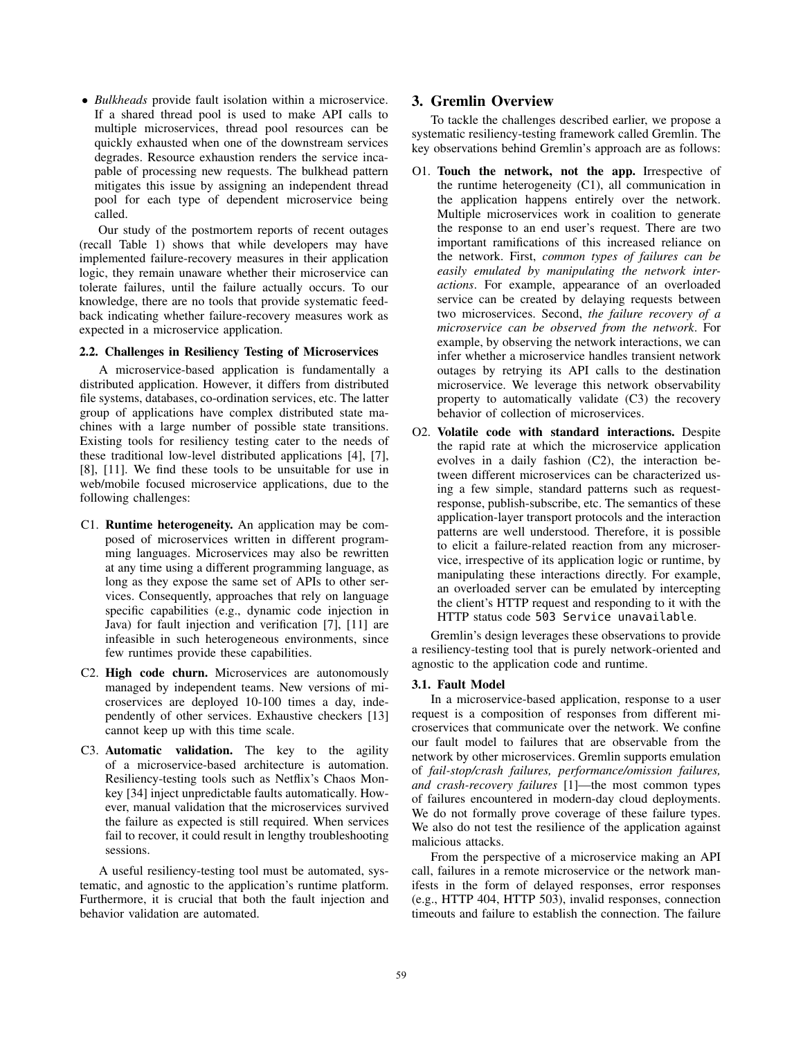- *Bulkheads* provide fault isolation within a microservice. If a shared thread pool is used to make API calls to multiple microservices, thread pool resources can be quickly exhausted when one of the downstream services degrades. Resource exhaustion renders the service incapable of processing new requests. The bulkhead pattern mitigates this issue by assigning an independent thread pool for each type of dependent microservice being called.

Our study of the postmortem reports of recent outages (recall Table 1) shows that while developers may have implemented failure-recovery measures in their application logic, they remain unaware whether their microservice can tolerate failures, until the failure actually occurs. To our knowledge, there are no tools that provide systematic feedback indicating whether failure-recovery measures work as expected in a microservice application.

### 2.2. Challenges in Resiliency Testing of Microservices

A microservice-based application is fundamentally a distributed application. However, it differs from distributed file systems, databases, co-ordination services, etc. The latter group of applications have complex distributed state machines with a large number of possible state transitions. Existing tools for resiliency testing cater to the needs of these traditional low-level distributed applications [4], [7], [8], [11]. We find these tools to be unsuitable for use in web/mobile focused microservice applications, due to the following challenges:

C1. **Runtime heterogeneity.** An application may be composed of microservices written in different programming languages. Microservices may also be rewritten at any time using a different programming language, as long as they expose the same set of APIs to other services. Consequently, approaches that rely on language specific capabilities (e.g., dynamic code injection in Java) for fault injection and verification [7], [11] are infeasible in such heterogeneous environments, since few runtimes provide these capabilities.

C2. **High code churn.** Microservices are autonomously managed by independent teams. New versions of microservices are deployed 10-100 times a day, independently of other services. Exhaustive checkers [13] cannot keep up with this time scale.

C3. **Automatic validation.** The key to the agility of a microservice-based architecture is automation. Resiliency-testing tools such as Netflix's Chaos Monkey [34] inject unpredictable faults automatically. However, manual validation that the microservices survived the failure as expected is still required. When services fail to recover, it could result in lengthy troubleshooting sessions.

A useful resiliency-testing tool must be automated, systematic, and agnostic to the application's runtime platform. Furthermore, it is crucial that both the fault injection and behavior validation are automated.

## 3. Gremlin Overview

To tackle the challenges described earlier, we propose a systematic resiliency-testing framework called Gremlin. The key observations behind Gremlin's approach are as follows:

O1. **Touch the network, not the app.** Irrespective of the runtime heterogeneity (C1), all communication in the application happens entirely over the network. Multiple microservices work in coalition to generate the response to an end user's request. There are two important ramifications of this increased reliance on the network. First, *common types of failures can be easily emulated by manipulating the network interactions*. For example, appearance of an overloaded service can be created by delaying requests between two microservices. Second, *the failure recovery of a microservice can be observed from the network*. For example, by observing the network interactions, we can infer whether a microservice handles transient network outages by retrying its API calls to the destination microservice. We leverage this network observability property to automatically validate (C3) the recovery behavior of collection of microservices.

O2. **Volatile code with standard interactions.** Despite the rapid rate at which the microservice application evolves in a daily fashion (C2), the interaction between different microservices can be characterized using a few simple, standard patterns such as request-response, publish-subscribe, etc. The semantics of these application-layer transport protocols and the interaction patterns are well understood. Therefore, it is possible to elicit a failure-related reaction from any microservice, irrespective of its application logic or runtime, by manipulating these interactions directly. For example, an overloaded server can be emulated by intercepting the client's HTTP request and responding to it with the HTTP status code `503 Service unavailable`.

Gremlin's design leverages these observations to provide a resiliency-testing tool that is purely network-oriented and agnostic to the application code and runtime.

### 3.1. Fault Model

In a microservice-based application, response to a user request is a composition of responses from different microservices that communicate over the network. We confine our fault model to failures that are observable from the network by other microservices. Gremlin supports emulation of *fail-stop/crash failures, performance/omission failures, and crash-recovery failures* [1]—the most common types of failures encountered in modern-day cloud deployments. We do not formally prove coverage of these failure types. We also do not test the resilience of the application against malicious attacks.

From the perspective of a microservice making an API call, failures in a remote microservice or the network manifests in the form of delayed responses, error responses (e.g., HTTP 404, HTTP 503), invalid responses, connection timeouts and failure to establish the connection. The failure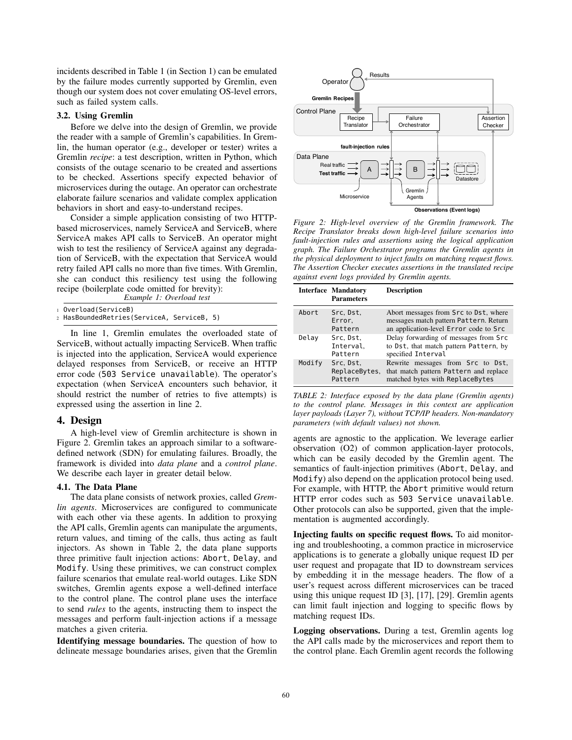incidents described in Table 1 (in Section 1) can be emulated by the failure modes currently supported by Gremlin, even though our system does not cover emulating OS-level errors, such as failed system calls.

### 3.2. Using Gremlin

Before we delve into the design of Gremlin, we provide the reader with a sample of Gremlin's capabilities. In Gremlin, the human operator (e.g., developer or tester) writes a Gremlin *recipe*: a test description, written in Python, which consists of the outage scenario to be created and assertions to be checked. Assertions specify expected behavior of microservices during the outage. An operator can orchestrate elaborate failure scenarios and validate complex application behaviors in short and easy-to-understand recipes.

Consider a simple application consisting of two HTTP-based microservices, namely ServiceA and ServiceB, where ServiceA makes API calls to ServiceB. An operator might wish to test the resiliency of ServiceA against any degradation of ServiceB, with the expectation that ServiceA would retry failed API calls no more than five times. With Gremlin, she can conduct this resiliency test using the following recipe (boilerplate code omitted for brevity):

*Example 1: Overload test*

```
Overload(ServiceB)
HasBoundedRetries(ServiceA, ServiceB, 5)
```

In line 1, Gremlin emulates the overloaded state of ServiceB, without actually impacting ServiceB. When traffic is injected into the application, ServiceA would experience delayed responses from ServiceB, or receive an HTTP error code (`503 Service unavailable`). The operator's expectation (when ServiceA encounters such behavior, it should restrict the number of retries to five attempts) is expressed using the assertion in line 2.

## 4. Design

A high-level view of Gremlin architecture is shown in Figure 2. Gremlin takes an approach similar to a software-defined network (SDN) for emulating failures. Broadly, the framework is divided into *data plane* and a *control plane*. We describe each layer in greater detail below.

### 4.1. The Data Plane

The data plane consists of network proxies, called *Gremlin agents*. Microservices are configured to communicate with each other via these agents. In addition to proxying the API calls, Gremlin agents can manipulate the arguments, return values, and timing of the calls, thus acting as fault injectors. As shown in Table 2, the data plane supports three primitive fault injection actions: `Abort`, `Delay`, and `Modify`. Using these primitives, we can construct complex failure scenarios that emulate real-world outages. Like SDN switches, Gremlin agents expose a well-defined interface to the control plane. The control plane uses the interface to send *rules* to the agents, instructing them to inspect the messages and perform fault-injection actions if a message matches a given criteria.

**Identifying message boundaries.** The question of how to delineate message boundaries arises, given that the Gremlin agents are agnostic to the application. We leverage earlier observation (O2) of common application-layer protocols, which can be easily decoded by the Gremlin agent. The semantics of fault-injection primitives (`Abort`, `Delay`, and `Modify`) also depend on the application protocol being used. For example, with HTTP, the `Abort` primitive would return HTTP error codes such as `503 Service unavailable`. Other protocols can also be supported, given that the implementation is augmented accordingly.

*Figure 2: High-level overview of the Gremlin framework. The Recipe Translator breaks down high-level failure scenarios into fault-injection rules and assertions using the logical application graph. The Failure Orchestrator programs the Gremlin agents in the physical deployment to inject faults on matching request flows. The Assertion Checker executes assertions in the translated recipe against event logs provided by Gremlin agents.*

| Interface | Mandatory Parameters | Description |
|---|---|---|
| `Abort` | `Src`, `Dst`, `Error`, `Pattern` | Abort messages from `Src` to `Dst`, where messages match pattern `Pattern`. Return an application-level `Error` code to `Src` |
| `Delay` | `Src`, `Dst`, `Interval`, `Pattern` | Delay forwarding of messages from `Src` to `Dst`, that match pattern `Pattern`, by specified `Interval` |
| `Modify` | `Src`, `Dst`, `ReplaceBytes`, `Pattern` | Rewrite messages from `Src` to `Dst`, that match pattern `Pattern` and replace matched bytes with `ReplaceBytes` |

*TABLE 2: Interface exposed by the data plane (Gremlin agents) to the control plane. Messages in this context are application layer payloads (Layer 7), without TCP/IP headers. Non-mandatory parameters (with default values) not shown.*

**Injecting faults on specific request flows.** To aid monitoring and troubleshooting, a common practice in microservice applications is to generate a globally unique request ID per user request and propagate that ID to downstream services by embedding it in the message headers. The flow of a user's request across different microservices can be traced using this unique request ID [3], [17], [29]. Gremlin agents can limit fault injection and logging to specific flows by matching request IDs.

**Logging observations.** During a test, Gremlin agents log the API calls made by the microservices and report them to the control plane. Each Gremlin agent records the following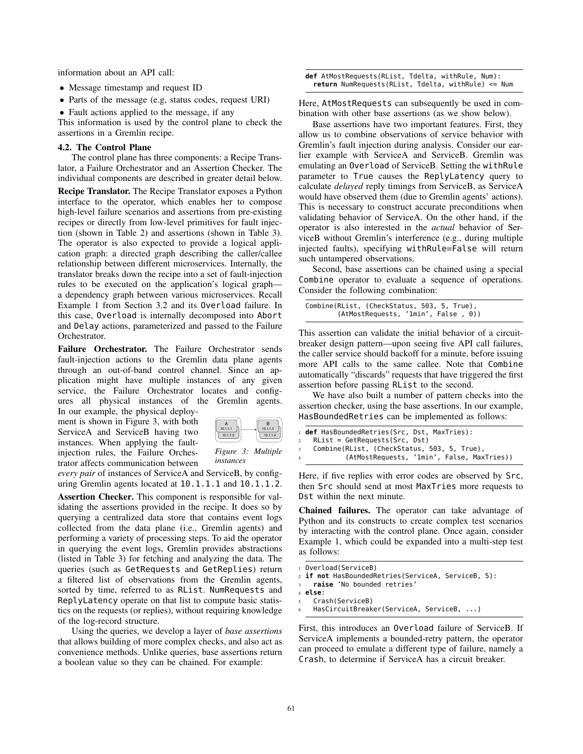information about an API call:

- Message timestamp and request ID
- Parts of the message (e.g, status codes, request URI)
- Fault actions applied to the message, if any

This information is used by the control plane to check the assertions in a Gremlin recipe.

### 4.2. The Control Plane

The control plane has three components: a Recipe Translator, a Failure Orchestrator and an Assertion Checker. The individual components are described in greater detail below.

**Recipe Translator.** The Recipe Translator exposes a Python interface to the operator, which enables her to compose high-level failure scenarios and assertions from pre-existing recipes or directly from low-level primitives for fault injection (shown in Table 2) and assertions (shown in Table 3). The operator is also expected to provide a logical application graph: a directed graph describing the caller/callee relationship between different microservices. Internally, the translator breaks down the recipe into a set of fault-injection rules to be executed on the application's logical graph—a dependency graph between various microservices. Recall Example 1 from Section 3.2 and its `Overload` failure. In this case, `Overload` is internally decomposed into `Abort` and `Delay` actions, parameterized and passed to the Failure Orchestrator.

**Failure Orchestrator.** The Failure Orchestrator sends fault-injection actions to the Gremlin data plane agents through an out-of-band control channel. Since an application might have multiple instances of any given service, the Failure Orchestrator locates and configures all physical instances of the Gremlin agents. In our example, the physical deployment is shown in Figure 3, with both ServiceA and ServiceB having two instances. When applying the fault-injection rules, the Failure Orchestrator affects communication between *every pair* of instances of ServiceA and ServiceB, by configuring Gremlin agents located at `10.1.1.1` and `10.1.1.2`.

*Figure 3: Multiple instances*

**Assertion Checker.** This component is responsible for validating the assertions provided in the recipe. It does so by querying a centralized data store that contains event logs collected from the data plane (i.e., Gremlin agents) and performing a variety of processing steps. To aid the operator in querying the event logs, Gremlin provides abstractions (listed in Table 3) for fetching and analyzing the data. The queries (such as `GetRequests` and `GetReplies`) return a filtered list of observations from the Gremlin agents, sorted by time, referred to as `RList`. `NumRequests` and `ReplyLatency` operate on that list to compute basic statistics on the requests (or replies), without requiring knowledge of the log-record structure.

Using the queries, we develop a layer of *base assertions* that allows building of more complex checks, and also act as convenience methods. Unlike queries, base assertions return a boolean value so they can be chained. For example:

```
def AtMostRequests(RList, Tdelta, withRule, Num):
  return NumRequests(RList, Tdelta, withRule) <= Num
```

Here, `AtMostRequests` can subsequently be used in combination with other base assertions (as we show below).

Base assertions have two important features. First, they allow us to combine observations of service behavior with Gremlin's fault injection during analysis. Consider our earlier example with ServiceA and ServiceB. Gremlin was emulating an `Overload` of ServiceB. Setting the `withRule` parameter to `True` causes the `ReplyLatency` query to calculate *delayed* reply timings from ServiceB, as ServiceA would have observed them (due to Gremlin agents' actions). This is necessary to construct accurate preconditions when validating behavior of ServiceA. On the other hand, if the operator is also interested in the *actual* behavior of ServiceB without Gremlin's interference (e.g., during multiple injected faults), specifying `withRule=False` will return such untampered observations.

Second, base assertions can be chained using a special `Combine` operator to evaluate a sequence of operations. Consider the following combination:

```
Combine(RList, (CheckStatus, 503, 5, True),
        (AtMostRequests, '1min', False , 0))
```

This assertion can validate the initial behavior of a circuit-breaker design pattern—upon seeing five API call failures, the caller service should backoff for a minute, before issuing more API calls to the same callee. Note that `Combine` automatically "discards" requests that have triggered the first assertion before passing `RList` to the second.

We have also built a number of pattern checks into the assertion checker, using the base assertions. In our example, `HasBoundedRetries` can be implemented as follows:

```
1 def HasBoundedRetries(Src, Dst, MaxTries):
2   RList = GetRequests(Src, Dst)
3   Combine(RList, (CheckStatus, 503, 5, True),
4           (AtMostRequests, '1min', False, MaxTries))
```

Here, if five replies with error codes are observed by `Src`, then `Src` should send at most `MaxTries` more requests to `Dst` within the next minute.

**Chained failures.** The operator can take advantage of Python and its constructs to create complex test scenarios by interacting with the control plane. Once again, consider Example 1, which could be expanded into a multi-step test as follows:

```
1 Overload(ServiceB)
2 if not HasBoundedRetries(ServiceA, ServiceB, 5):
3   raise 'No bounded retries'
4 else:
5   Crash(ServiceB)
6   HasCircuitBreaker(ServiceA, ServiceB, ...)
```

First, this introduces an `Overload` failure of ServiceB. If ServiceA implements a bounded-retry pattern, the operator can proceed to emulate a different type of failure, namely a `Crash`, to determine if ServiceA has a circuit breaker.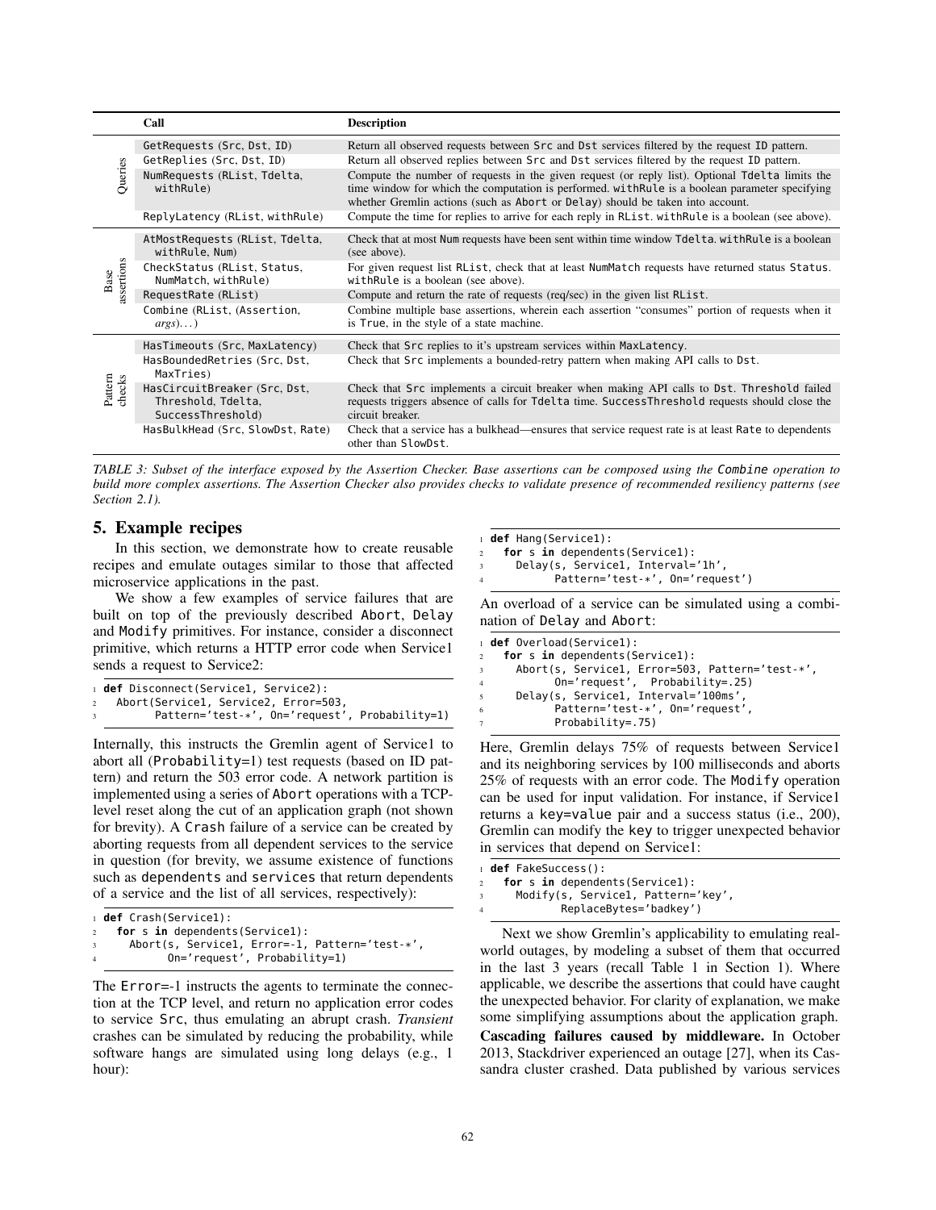| | Call | Description |
|---|---|---|
| Queries | GetRequests (Src, Dst, ID) | Return all observed requests between Src and Dst services filtered by the request ID pattern. |
| | GetReplies (Src, Dst, ID) | Return all observed replies between Src and Dst services filtered by the request ID pattern. |
| | NumRequests (RList, Tdelta, withRule) | Compute the number of requests in the given request (or reply list). Optional Tdelta limits the time window for which the computation is performed. withRule is a boolean parameter specifying whether Gremlin actions (such as Abort or Delay) should be taken into account. |
| | ReplyLatency (RList, withRule) | Compute the time for replies to arrive for each reply in RList. withRule is a boolean (see above). |
| Base assertions | AtMostRequests (RList, Tdelta, withRule, Num) | Check that at most Num requests have been sent within time window Tdelta. withRule is a boolean (see above). |
| | CheckStatus (RList, Status, NumMatch, withRule) | For given request list RList, check that at least NumMatch requests have returned status Status. withRule is a boolean (see above). |
| | RequestRate (RList) | Compute and return the rate of requests (req/sec) in the given list RList. |
| | Combine (RList, (Assertion, *args*)...) | Combine multiple base assertions, wherein each assertion "consumes" portion of requests when it is True, in the style of a state machine. |
| Pattern checks | HasTimeouts (Src, MaxLatency) | Check that Src replies to it's upstream services within MaxLatency. |
| | HasBoundedRetries (Src, Dst, MaxTries) | Check that Src implements a bounded-retry pattern when making API calls to Dst. |
| | HasCircuitBreaker (Src, Dst, Threshold, Tdelta, SuccessThreshold) | Check that Src implements a circuit breaker when making API calls to Dst. Threshold failed requests triggers absence of calls for Tdelta time. SuccessThreshold requests should close the circuit breaker. |
| | HasBulkHead (Src, SlowDst, Rate) | Check that a service has a bulkhead—ensures that service request rate is at least Rate to dependents other than SlowDst. |

*TABLE 3: Subset of the interface exposed by the Assertion Checker. Base assertions can be composed using the Combine operation to build more complex assertions. The Assertion Checker also provides checks to validate presence of recommended resiliency patterns (see Section 2.1).*

## 5. Example recipes

In this section, we demonstrate how to create reusable recipes and emulate outages similar to those that affected microservice applications in the past.

We show a few examples of service failures that are built on top of the previously described Abort, Delay and Modify primitives. For instance, consider a disconnect primitive, which returns a HTTP error code when Service1 sends a request to Service2:

```
def Disconnect(Service1, Service2):
  Abort(Service1, Service2, Error=503,
        Pattern='test-*', On='request', Probability=1)
```

Internally, this instructs the Gremlin agent of Service1 to abort all (Probability=1) test requests (based on ID pattern) and return the 503 error code. A network partition is implemented using a series of Abort operations with a TCP-level reset along the cut of an application graph (not shown for brevity). A Crash failure of a service can be created by aborting requests from all dependent services to the service in question (for brevity, we assume existence of functions such as dependents and services that return dependents of a service and the list of all services, respectively):

```
def Crash(Service1):
  for s in dependents(Service1):
    Abort(s, Service1, Error=-1, Pattern='test-*',
          On='request', Probability=1)
```

The Error=-1 instructs the agents to terminate the connection at the TCP level, and return no application error codes to service Src, thus emulating an abrupt crash. *Transient* crashes can be simulated by reducing the probability, while software hangs are simulated using long delays (e.g., 1 hour):

```
def Hang(Service1):
  for s in dependents(Service1):
    Delay(s, Service1, Interval='1h',
          Pattern='test-*', On='request')
```

An overload of a service can be simulated using a combination of Delay and Abort:

```
def Overload(Service1):
  for s in dependents(Service1):
    Abort(s, Service1, Error=503, Pattern='test-*',
          On='request', Probability=.25)
    Delay(s, Service1, Interval='100ms',
          Pattern='test-*', On='request',
          Probability=.75)
```

Here, Gremlin delays 75% of requests between Service1 and its neighboring services by 100 milliseconds and aborts 25% of requests with an error code. The Modify operation can be used for input validation. For instance, if Service1 returns a key=value pair and a success status (i.e., 200), Gremlin can modify the key to trigger unexpected behavior in services that depend on Service1:

```
def FakeSuccess():
  for s in dependents(Service1):
    Modify(s, Service1, Pattern='key',
           ReplaceBytes='badkey')
```

Next we show Gremlin's applicability to emulating real-world outages, by modeling a subset of them that occurred in the last 3 years (recall Table 1 in Section 1). Where applicable, we describe the assertions that could have caught the unexpected behavior. For clarity of explanation, we make some simplifying assumptions about the application graph.

**Cascading failures caused by middleware.** In October 2013, Stackdriver experienced an outage [27], when its Cassandra cluster crashed. Data published by various services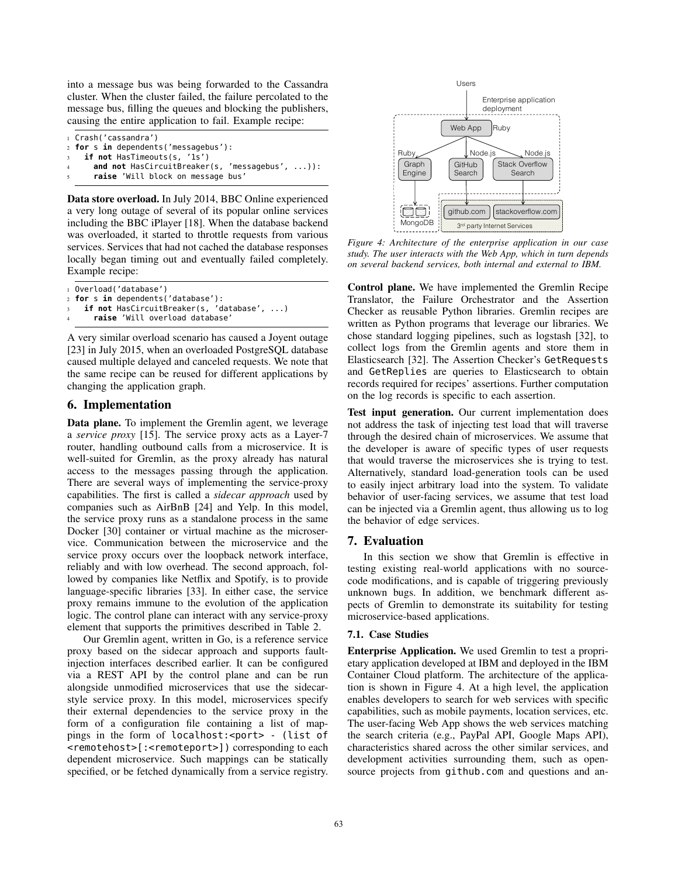into a message bus was being forwarded to the Cassandra cluster. When the cluster failed, the failure percolated to the message bus, filling the queues and blocking the publishers, causing the entire application to fail. Example recipe:

```
Crash('cassandra')
for s in dependents('messagebus'):
  if not HasTimeouts(s, '1s')
    and not HasCircuitBreaker(s, 'messagebus', ...)):
    raise 'Will block on message bus'
```

**Data store overload.** In July 2014, BBC Online experienced a very long outage of several of its popular online services including the BBC iPlayer [18]. When the database backend was overloaded, it started to throttle requests from various services. Services that had not cached the database responses locally began timing out and eventually failed completely. Example recipe:

```
Overload('database')
for s in dependents('database'):
  if not HasCircuitBreaker(s, 'database', ...)
    raise 'Will overload database'
```

A very similar overload scenario has caused a Joyent outage [23] in July 2015, when an overloaded PostgreSQL database caused multiple delayed and canceled requests. We note that the same recipe can be reused for different applications by changing the application graph.

## 6. Implementation

**Data plane.** To implement the Gremlin agent, we leverage a *service proxy* [15]. The service proxy acts as a Layer-7 router, handling outbound calls from a microservice. It is well-suited for Gremlin, as the proxy already has natural access to the messages passing through the application. There are several ways of implementing the service-proxy capabilities. The first is called a *sidecar approach* used by companies such as AirBnB [24] and Yelp. In this model, the service proxy runs as a standalone process in the same Docker [30] container or virtual machine as the microservice. Communication between the microservice and the service proxy occurs over the loopback network interface, reliably and with low overhead. The second approach, followed by companies like Netflix and Spotify, is to provide language-specific libraries [33]. In either case, the service proxy remains immune to the evolution of the application logic. The control plane can interact with any service-proxy element that supports the primitives described in Table 2.

Our Gremlin agent, written in Go, is a reference service proxy based on the sidecar approach and supports fault-injection interfaces described earlier. It can be configured via a REST API by the control plane and can be run alongside unmodified microservices that use the sidecar-style service proxy. In this model, microservices specify their external dependencies to the service proxy in the form of a configuration file containing a list of mappings in the form of `localhost:<port> - (list of <remotehost>[:<remoteport>])` corresponding to each dependent microservice. Such mappings can be statically specified, or be fetched dynamically from a service registry.

*Figure 4: Architecture of the enterprise application in our case study. The user interacts with the Web App, which in turn depends on several backend services, both internal and external to IBM.*

**Control plane.** We have implemented the Gremlin Recipe Translator, the Failure Orchestrator and the Assertion Checker as reusable Python libraries. Gremlin recipes are written as Python programs that leverage our libraries. We chose standard logging pipelines, such as logstash [32], to collect logs from the Gremlin agents and store them in Elasticsearch [32]. The Assertion Checker's `GetRequests` and `GetReplies` are queries to Elasticsearch to obtain records required for recipes' assertions. Further computation on the log records is specific to each assertion.

**Test input generation.** Our current implementation does not address the task of injecting test load that will traverse through the desired chain of microservices. We assume that the developer is aware of specific types of user requests that would traverse the microservices she is trying to test. Alternatively, standard load-generation tools can be used to easily inject arbitrary load into the system. To validate behavior of user-facing services, we assume that test load can be injected via a Gremlin agent, thus allowing us to log the behavior of edge services.

## 7. Evaluation

In this section we show that Gremlin is effective in testing existing real-world applications with no source-code modifications, and is capable of triggering previously unknown bugs. In addition, we benchmark different aspects of Gremlin to demonstrate its suitability for testing microservice-based applications.

### 7.1. Case Studies

**Enterprise Application.** We used Gremlin to test a proprietary application developed at IBM and deployed in the IBM Container Cloud platform. The architecture of the application is shown in Figure 4. At a high level, the application enables developers to search for web services with specific capabilities, such as mobile payments, location services, etc. The user-facing Web App shows the web services matching the search criteria (e.g., PayPal API, Google Maps API), characteristics shared across the other similar services, and development activities surrounding them, such as open-source projects from `github.com` and questions and an-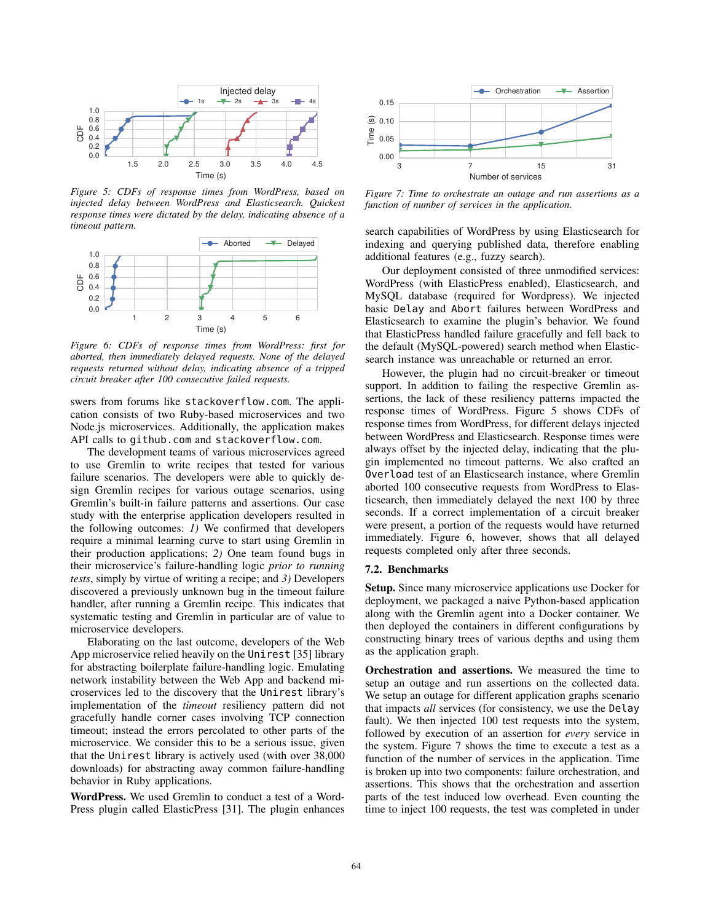Figure 5: CDFs of response times from WordPress, based on injected delay between WordPress and Elasticsearch. Quickest response times were dictated by the delay, indicating absence of a timeout pattern.

Figure 6: CDFs of response times from WordPress: first for aborted, then immediately delayed requests. None of the delayed requests returned without delay, indicating absence of a tripped circuit breaker after 100 consecutive failed requests.

swers from forums like `stackoverflow.com`. The application consists of two Ruby-based microservices and two Node.js microservices. Additionally, the application makes API calls to `github.com` and `stackoverflow.com`.

The development teams of various microservices agreed to use Gremlin to write recipes that tested for various failure scenarios. The developers were able to quickly design Gremlin recipes for various outage scenarios, using Gremlin's built-in failure patterns and assertions. Our case study with the enterprise application developers resulted in the following outcomes: *1)* We confirmed that developers require a minimal learning curve to start using Gremlin in their production applications; *2)* One team found bugs in their microservice's failure-handling logic *prior to running tests*, simply by virtue of writing a recipe; and *3)* Developers discovered a previously unknown bug in the timeout failure handler, after running a Gremlin recipe. This indicates that systematic testing and Gremlin in particular are of value to microservice developers.

Elaborating on the last outcome, developers of the Web App microservice relied heavily on the `Unirest` [35] library for abstracting boilerplate failure-handling logic. Emulating network instability between the Web App and backend microservices led to the discovery that the `Unirest` library's implementation of the *timeout* resiliency pattern did not gracefully handle corner cases involving TCP connection timeout; instead the errors percolated to other parts of the microservice. We consider this to be a serious issue, given that the `Unirest` library is actively used (with over 38,000 downloads) for abstracting away common failure-handling behavior in Ruby applications.

**WordPress.** We used Gremlin to conduct a test of a WordPress plugin called ElasticPress [31]. The plugin enhances search capabilities of WordPress by using Elasticsearch for indexing and querying published data, therefore enabling additional features (e.g., fuzzy search).

Our deployment consisted of three unmodified services: WordPress (with ElasticPress enabled), Elasticsearch, and MySQL database (required for Wordpress). We injected basic `Delay` and `Abort` failures between WordPress and Elasticsearch to examine the plugin's behavior. We found that ElasticPress handled failure gracefully and fell back to the default (MySQL-powered) search method when Elasticsearch instance was unreachable or returned an error.

However, the plugin had no circuit-breaker or timeout support. In addition to failing the respective Gremlin assertions, the lack of these resiliency patterns impacted the response times of WordPress. Figure 5 shows CDFs of response times from WordPress, for different delays injected between WordPress and Elasticsearch. Response times were always offset by the injected delay, indicating that the plugin implemented no timeout patterns. We also crafted an `Overload` test of an Elasticsearch instance, where Gremlin aborted 100 consecutive requests from WordPress to Elasticsearch, then immediately delayed the next 100 by three seconds. If a correct implementation of a circuit breaker were present, a portion of the requests would have returned immediately. Figure 6, however, shows that all delayed requests completed only after three seconds.

Figure 7: Time to orchestrate an outage and run assertions as a function of number of services in the application.

### 7.2. Benchmarks

**Setup.** Since many microservice applications use Docker for deployment, we packaged a naive Python-based application along with the Gremlin agent into a Docker container. We then deployed the containers in different configurations by constructing binary trees of various depths and using them as the application graph.

**Orchestration and assertions.** We measured the time to setup an outage and run assertions on the collected data. We setup an outage for different application graphs scenario that impacts *all* services (for consistency, we use the `Delay` fault). We then injected 100 test requests into the system, followed by execution of an assertion for *every* service in the system. Figure 7 shows the time to execute a test as a function of the number of services in the application. Time is broken up into two components: failure orchestration, and assertions. This shows that the orchestration and assertion parts of the test induced low overhead. Even counting the time to inject 100 requests, the test was completed in under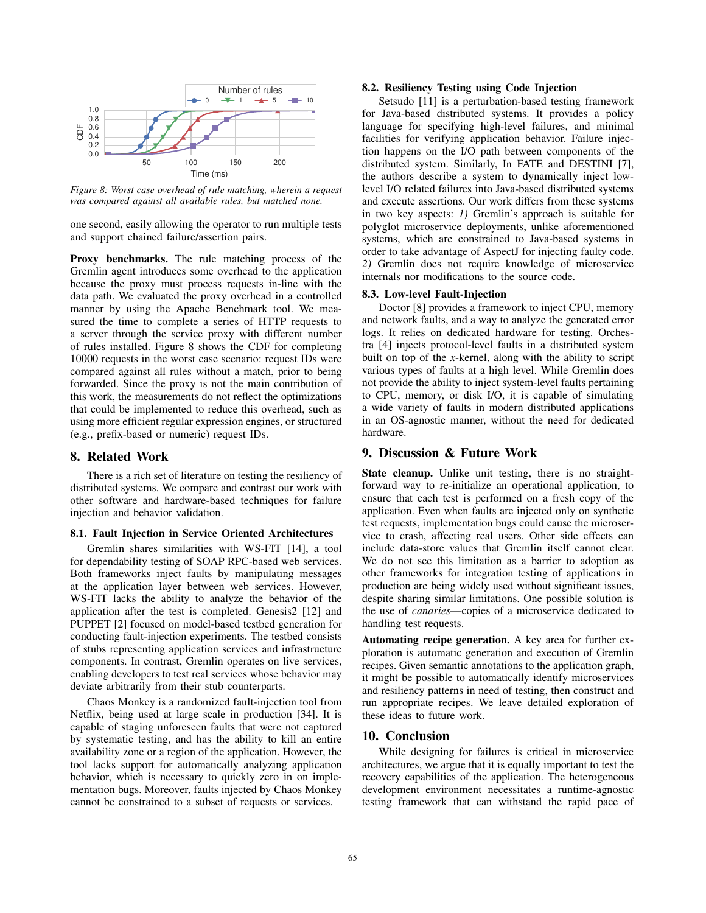*Figure 8: Worst case overhead of rule matching, wherein a request was compared against all available rules, but matched none.*

one second, easily allowing the operator to run multiple tests and support chained failure/assertion pairs.

**Proxy benchmarks.** The rule matching process of the Gremlin agent introduces some overhead to the application because the proxy must process requests in-line with the data path. We evaluated the proxy overhead in a controlled manner by using the Apache Benchmark tool. We measured the time to complete a series of HTTP requests to a server through the service proxy with different number of rules installed. Figure 8 shows the CDF for completing 10000 requests in the worst case scenario: request IDs were compared against all rules without a match, prior to being forwarded. Since the proxy is not the main contribution of this work, the measurements do not reflect the optimizations that could be implemented to reduce this overhead, such as using more efficient regular expression engines, or structured (e.g., prefix-based or numeric) request IDs.

## 8. Related Work

There is a rich set of literature on testing the resiliency of distributed systems. We compare and contrast our work with other software and hardware-based techniques for failure injection and behavior validation.

### 8.1. Fault Injection in Service Oriented Architectures

Gremlin shares similarities with WS-FIT [14], a tool for dependability testing of SOAP RPC-based web services. Both frameworks inject faults by manipulating messages at the application layer between web services. However, WS-FIT lacks the ability to analyze the behavior of the application after the test is completed. Genesis2 [12] and PUPPET [2] focused on model-based testbed generation for conducting fault-injection experiments. The testbed consists of stubs representing application services and infrastructure components. In contrast, Gremlin operates on live services, enabling developers to test real services whose behavior may deviate arbitrarily from their stub counterparts.

Chaos Monkey is a randomized fault-injection tool from Netflix, being used at large scale in production [34]. It is capable of staging unforeseen faults that were not captured by systematic testing, and has the ability to kill an entire availability zone or a region of the application. However, the tool lacks support for automatically analyzing application behavior, which is necessary to quickly zero in on implementation bugs. Moreover, faults injected by Chaos Monkey cannot be constrained to a subset of requests or services.

### 8.2. Resiliency Testing using Code Injection

Setsudo [11] is a perturbation-based testing framework for Java-based distributed systems. It provides a policy language for specifying high-level failures, and minimal facilities for verifying application behavior. Failure injection happens on the I/O path between components of the distributed system. Similarly, In FATE and DESTINI [7], the authors describe a system to dynamically inject low-level I/O related failures into Java-based distributed systems and execute assertions. Our work differs from these systems in two key aspects: *1)* Gremlin's approach is suitable for polyglot microservice deployments, unlike aforementioned systems, which are constrained to Java-based systems in order to take advantage of AspectJ for injecting faulty code. *2)* Gremlin does not require knowledge of microservice internals nor modifications to the source code.

### 8.3. Low-level Fault-Injection

Doctor [8] provides a framework to inject CPU, memory and network faults, and a way to analyze the generated error logs. It relies on dedicated hardware for testing. Orchestra [4] injects protocol-level faults in a distributed system built on top of the *x*-kernel, along with the ability to script various types of faults at a high level. While Gremlin does not provide the ability to inject system-level faults pertaining to CPU, memory, or disk I/O, it is capable of simulating a wide variety of faults in modern distributed applications in an OS-agnostic manner, without the need for dedicated hardware.

## 9. Discussion & Future Work

**State cleanup.** Unlike unit testing, there is no straightforward way to re-initialize an operational application, to ensure that each test is performed on a fresh copy of the application. Even when faults are injected only on synthetic test requests, implementation bugs could cause the microservice to crash, affecting real users. Other side effects can include data-store values that Gremlin itself cannot clear. We do not see this limitation as a barrier to adoption as other frameworks for integration testing of applications in production are being widely used without significant issues, despite sharing similar limitations. One possible solution is the use of *canaries*—copies of a microservice dedicated to handling test requests.

**Automating recipe generation.** A key area for further exploration is automatic generation and execution of Gremlin recipes. Given semantic annotations to the application graph, it might be possible to automatically identify microservices and resiliency patterns in need of testing, then construct and run appropriate recipes. We leave detailed exploration of these ideas to future work.

## 10. Conclusion

While designing for failures is critical in microservice architectures, we argue that it is equally important to test the recovery capabilities of the application. The heterogeneous development environment necessitates a runtime-agnostic testing framework that can withstand the rapid pace of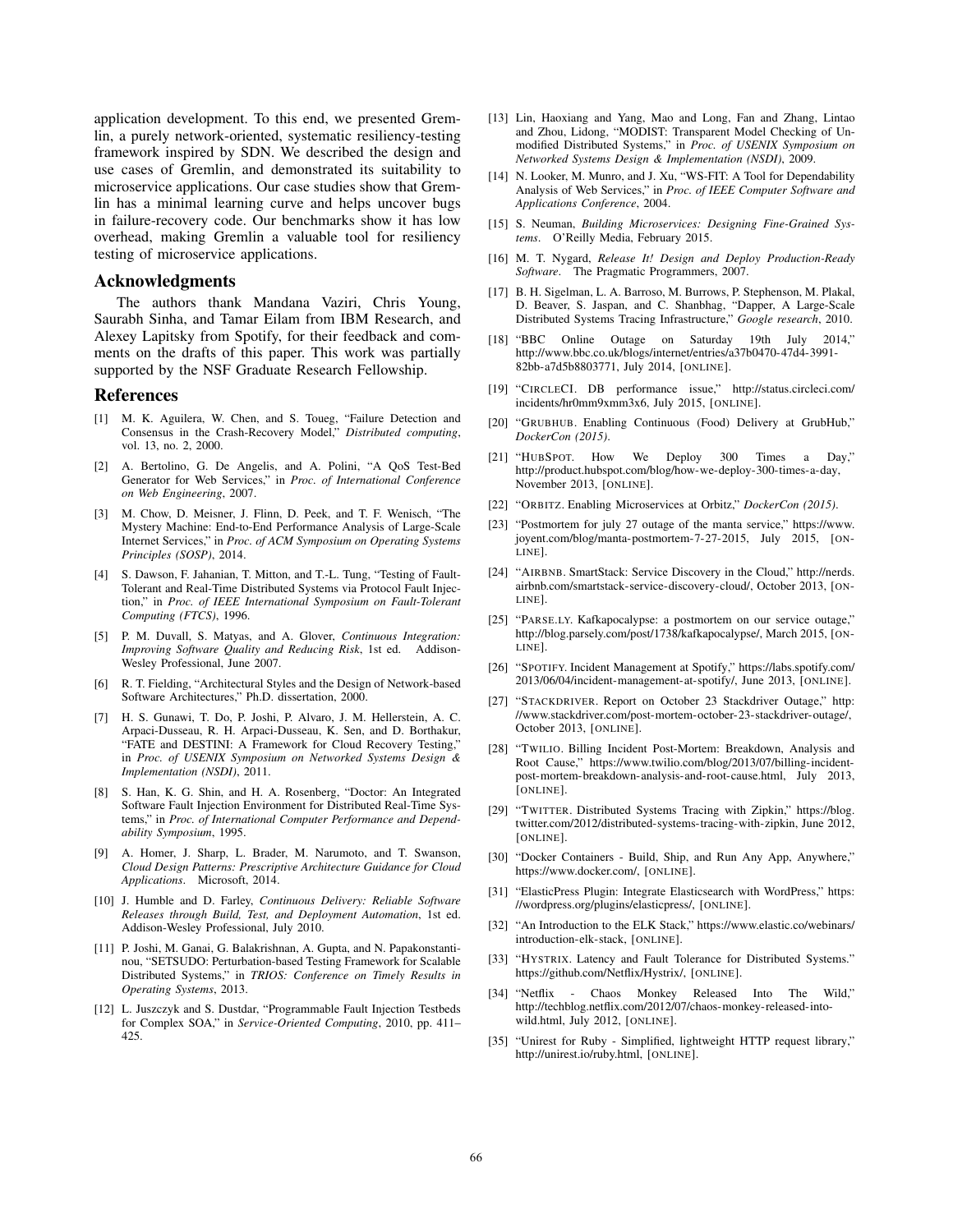application development. To this end, we presented Gremlin, a purely network-oriented, systematic resiliency-testing framework inspired by SDN. We described the design and use cases of Gremlin, and demonstrated its suitability to microservice applications. Our case studies show that Gremlin has a minimal learning curve and helps uncover bugs in failure-recovery code. Our benchmarks show it has low overhead, making Gremlin a valuable tool for resiliency testing of microservice applications.

## Acknowledgments

The authors thank Mandana Vaziri, Chris Young, Saurabh Sinha, and Tamar Eilam from IBM Research, and Alexey Lapitsky from Spotify, for their feedback and comments on the drafts of this paper. This work was partially supported by the NSF Graduate Research Fellowship.

## References

[1] M. K. Aguilera, W. Chen, and S. Toueg, "Failure Detection and Consensus in the Crash-Recovery Model," *Distributed computing*, vol. 13, no. 2, 2000.

[2] A. Bertolino, G. De Angelis, and A. Polini, "A QoS Test-Bed Generator for Web Services," in *Proc. of International Conference on Web Engineering*, 2007.

[3] M. Chow, D. Meisner, J. Flinn, D. Peek, and T. F. Wenisch, "The Mystery Machine: End-to-End Performance Analysis of Large-Scale Internet Services," in *Proc. of ACM Symposium on Operating Systems Principles (SOSP)*, 2014.

[4] S. Dawson, F. Jahanian, T. Mitton, and T.-L. Tung, "Testing of Fault-Tolerant and Real-Time Distributed Systems via Protocol Fault Injection," in *Proc. of IEEE International Symposium on Fault-Tolerant Computing (FTCS)*, 1996.

[5] P. M. Duvall, S. Matyas, and A. Glover, *Continuous Integration: Improving Software Quality and Reducing Risk*, 1st ed. Addison-Wesley Professional, June 2007.

[6] R. T. Fielding, "Architectural Styles and the Design of Network-based Software Architectures," Ph.D. dissertation, 2000.

[7] H. S. Gunawi, T. Do, P. Joshi, P. Alvaro, J. M. Hellerstein, A. C. Arpaci-Dusseau, R. H. Arpaci-Dusseau, K. Sen, and D. Borthakur, "FATE and DESTINI: A Framework for Cloud Recovery Testing," in *Proc. of USENIX Symposium on Networked Systems Design & Implementation (NSDI)*, 2011.

[8] S. Han, K. G. Shin, and H. A. Rosenberg, "Doctor: An Integrated Software Fault Injection Environment for Distributed Real-Time Systems," in *Proc. of International Computer Performance and Dependability Symposium*, 1995.

[9] A. Homer, J. Sharp, L. Brader, M. Narumoto, and T. Swanson, *Cloud Design Patterns: Prescriptive Architecture Guidance for Cloud Applications*. Microsoft, 2014.

[10] J. Humble and D. Farley, *Continuous Delivery: Reliable Software Releases through Build, Test, and Deployment Automation*, 1st ed. Addison-Wesley Professional, July 2010.

[11] P. Joshi, M. Ganai, G. Balakrishnan, A. Gupta, and N. Papakonstantinou, "SETSUDO: Perturbation-based Testing Framework for Scalable Distributed Systems," in *TRIOS: Conference on Timely Results in Operating Systems*, 2013.

[12] L. Juszczyk and S. Dustdar, "Programmable Fault Injection Testbeds for Complex SOA," in *Service-Oriented Computing*, 2010, pp. 411–425.

[13] Lin, Haoxiang and Yang, Mao and Long, Fan and Zhang, Lintao and Zhou, Lidong, "MODIST: Transparent Model Checking of Unmodified Distributed Systems," in *Proc. of USENIX Symposium on Networked Systems Design & Implementation (NSDI)*, 2009.

[14] N. Looker, M. Munro, and J. Xu, "WS-FIT: A Tool for Dependability Analysis of Web Services," in *Proc. of IEEE Computer Software and Applications Conference*, 2004.

[15] S. Neuman, *Building Microservices: Designing Fine-Grained Systems*. O'Reilly Media, February 2015.

[16] M. T. Nygard, *Release It! Design and Deploy Production-Ready Software*. The Pragmatic Programmers, 2007.

[17] B. H. Sigelman, L. A. Barroso, M. Burrows, P. Stephenson, M. Plakal, D. Beaver, S. Jaspan, and C. Shanbhag, "Dapper, A Large-Scale Distributed Systems Tracing Infrastructure," *Google research*, 2010.

[18] "BBC Online Outage on Saturday 19th July 2014," http://www.bbc.co.uk/blogs/internet/entries/a37b0470-47d4-3991-82bb-a7d5b8803771, July 2014, [ONLINE].

[19] "CIRCLECI. DB performance issue," http://status.circleci.com/incidents/hr0mm9xmm3x6, July 2015, [ONLINE].

[20] "GRUBHUB. Enabling Continuous (Food) Delivery at GrubHub," *DockerCon (2015)*.

[21] "HUBSPOT. How We Deploy 300 Times a Day," http://product.hubspot.com/blog/how-we-deploy-300-times-a-day, November 2013, [ONLINE].

[22] "ORBITZ. Enabling Microservices at Orbitz," *DockerCon (2015)*.

[23] "Postmortem for july 27 outage of the manta service," https://www.joyent.com/blog/manta-postmortem-7-27-2015, July 2015, [ONLINE].

[24] "AIRBNB. SmartStack: Service Discovery in the Cloud," http://nerds.airbnb.com/smartstack-service-discovery-cloud/, October 2013, [ONLINE].

[25] "PARSE.LY. Kafkapocalypse: a postmortem on our service outage," http://blog.parsely.com/post/1738/kafkapocalypse/, March 2015, [ONLINE].

[26] "SPOTIFY. Incident Management at Spotify," https://labs.spotify.com/2013/06/04/incident-management-at-spotify/, June 2013, [ONLINE].

[27] "STACKDRIVER. Report on October 23 Stackdriver Outage," http://www.stackdriver.com/post-mortem-october-23-stackdriver-outage/, October 2013, [ONLINE].

[28] "TWILIO. Billing Incident Post-Mortem: Breakdown, Analysis and Root Cause," https://www.twilio.com/blog/2013/07/billing-incident-post-mortem-breakdown-analysis-and-root-cause.html, July 2013, [ONLINE].

[29] "TWITTER. Distributed Systems Tracing with Zipkin," https://blog.twitter.com/2012/distributed-systems-tracing-with-zipkin, June 2012, [ONLINE].

[30] "Docker Containers - Build, Ship, and Run Any App, Anywhere," https://www.docker.com/, [ONLINE].

[31] "ElasticPress Plugin: Integrate Elasticsearch with WordPress," https://wordpress.org/plugins/elasticpress/, [ONLINE].

[32] "An Introduction to the ELK Stack," https://www.elastic.co/webinars/introduction-elk-stack, [ONLINE].

[33] "HYSTRIX. Latency and Fault Tolerance for Distributed Systems." https://github.com/Netflix/Hystrix/, [ONLINE].

[34] "Netflix - Chaos Monkey Released Into The Wild," http://techblog.netflix.com/2012/07/chaos-monkey-released-into-wild.html, July 2012, [ONLINE].

[35] "Unirest for Ruby - Simplified, lightweight HTTP request library," http://unirest.io/ruby.html, [ONLINE].